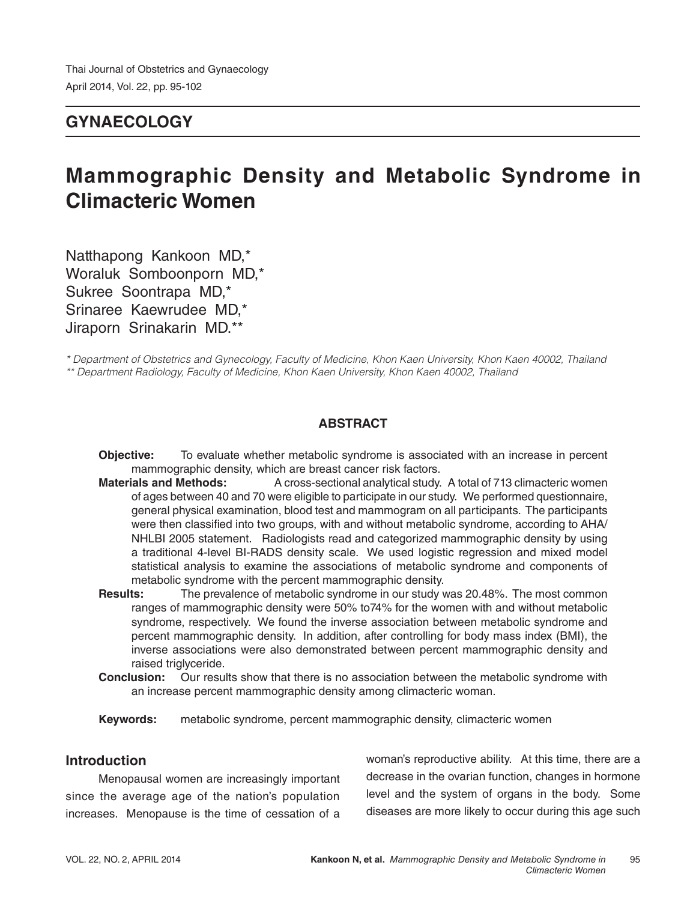## GYNAECOLOGY

# Mammographic Density and Metabolic Syndrome in Climacteric Women

Natthapong Kankoon MD,*
Woraluk Somboonporn MD,*
Sukree Soontrapa MD,*
Srinaree Kaewrudee MD,*
Jiraporn Srinakarin MD.**

*\* Department of Obstetrics and Gynecology, Faculty of Medicine, Khon Kaen University, Khon Kaen 40002, Thailand*
*\*\* Department Radiology, Faculty of Medicine, Khon Kaen University, Khon Kaen 40002, Thailand*

### ABSTRACT

**Objective:** To evaluate whether metabolic syndrome is associated with an increase in percent mammographic density, which are breast cancer risk factors.

**Materials and Methods:** A cross-sectional analytical study. A total of 713 climacteric women of ages between 40 and 70 were eligible to participate in our study. We performed questionnaire, general physical examination, blood test and mammogram on all participants. The participants were then classified into two groups, with and without metabolic syndrome, according to AHA/NHLBI 2005 statement. Radiologists read and categorized mammographic density by using a traditional 4-level BI-RADS density scale. We used logistic regression and mixed model statistical analysis to examine the associations of metabolic syndrome and components of metabolic syndrome with the percent mammographic density.

**Results:** The prevalence of metabolic syndrome in our study was 20.48%. The most common ranges of mammographic density were 50% to74% for the women with and without metabolic syndrome, respectively. We found the inverse association between metabolic syndrome and percent mammographic density. In addition, after controlling for body mass index (BMI), the inverse associations were also demonstrated between percent mammographic density and raised triglyceride.

**Conclusion:** Our results show that there is no association between the metabolic syndrome with an increase percent mammographic density among climacteric woman.

**Keywords:** metabolic syndrome, percent mammographic density, climacteric women

## Introduction

Menopausal women are increasingly important since the average age of the nation's population increases. Menopause is the time of cessation of a woman's reproductive ability. At this time, there are a decrease in the ovarian function, changes in hormone level and the system of organs in the body. Some diseases are more likely to occur during this age such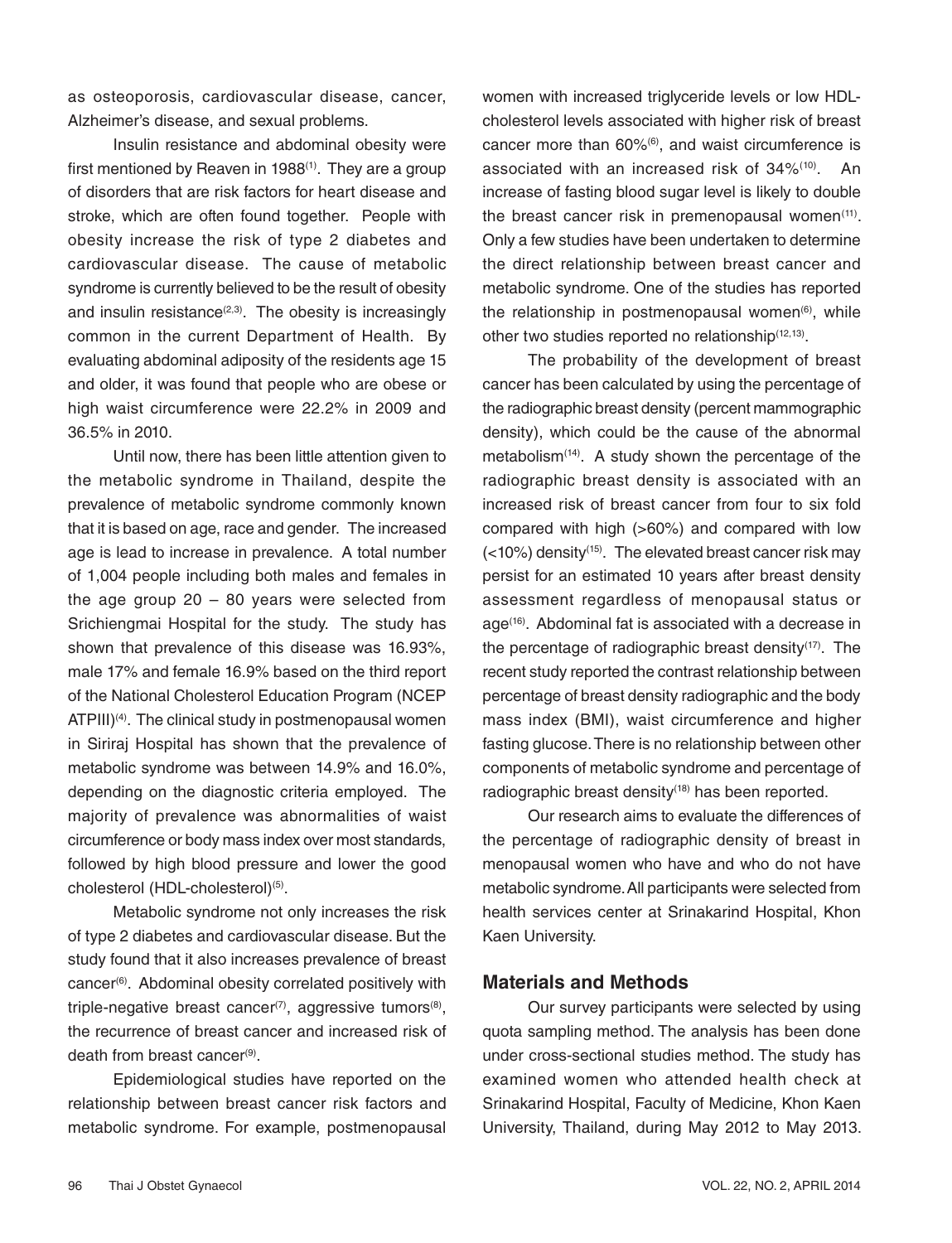as osteoporosis, cardiovascular disease, cancer, Alzheimer's disease, and sexual problems.

Insulin resistance and abdominal obesity were first mentioned by Reaven in 1988[1]. They are a group of disorders that are risk factors for heart disease and stroke, which are often found together. People with obesity increase the risk of type 2 diabetes and cardiovascular disease. The cause of metabolic syndrome is currently believed to be the result of obesity and insulin resistance[2,3]. The obesity is increasingly common in the current Department of Health. By evaluating abdominal adiposity of the residents age 15 and older, it was found that people who are obese or high waist circumference were 22.2% in 2009 and 36.5% in 2010.

Until now, there has been little attention given to the metabolic syndrome in Thailand, despite the prevalence of metabolic syndrome commonly known that it is based on age, race and gender. The increased age is lead to increase in prevalence. A total number of 1,004 people including both males and females in the age group 20 – 80 years were selected from Srichiengmai Hospital for the study. The study has shown that prevalence of this disease was 16.93%, male 17% and female 16.9% based on the third report of the National Cholesterol Education Program (NCEP ATPIII)[4]. The clinical study in postmenopausal women in Siriraj Hospital has shown that the prevalence of metabolic syndrome was between 14.9% and 16.0%, depending on the diagnostic criteria employed. The majority of prevalence was abnormalities of waist circumference or body mass index over most standards, followed by high blood pressure and lower the good cholesterol (HDL-cholesterol)[5].

Metabolic syndrome not only increases the risk of type 2 diabetes and cardiovascular disease. But the study found that it also increases prevalence of breast cancer[6]. Abdominal obesity correlated positively with triple-negative breast cancer[7], aggressive tumors[8], the recurrence of breast cancer and increased risk of death from breast cancer[9].

Epidemiological studies have reported on the relationship between breast cancer risk factors and metabolic syndrome. For example, postmenopausal women with increased triglyceride levels or low HDL-cholesterol levels associated with higher risk of breast cancer more than 60%[6], and waist circumference is associated with an increased risk of 34%[10]. An increase of fasting blood sugar level is likely to double the breast cancer risk in premenopausal women[11]. Only a few studies have been undertaken to determine the direct relationship between breast cancer and metabolic syndrome. One of the studies has reported the relationship in postmenopausal women[6], while other two studies reported no relationship[12,13].

The probability of the development of breast cancer has been calculated by using the percentage of the radiographic breast density (percent mammographic density), which could be the cause of the abnormal metabolism[14]. A study shown the percentage of the radiographic breast density is associated with an increased risk of breast cancer from four to six fold compared with high (>60%) and compared with low (<10%) density[15]. The elevated breast cancer risk may persist for an estimated 10 years after breast density assessment regardless of menopausal status or age[16]. Abdominal fat is associated with a decrease in the percentage of radiographic breast density[17]. The recent study reported the contrast relationship between percentage of breast density radiographic and the body mass index (BMI), waist circumference and higher fasting glucose. There is no relationship between other components of metabolic syndrome and percentage of radiographic breast density[18] has been reported.

Our research aims to evaluate the differences of the percentage of radiographic density of breast in menopausal women who have and who do not have metabolic syndrome. All participants were selected from health services center at Srinakarind Hospital, Khon Kaen University.

## Materials and Methods

Our survey participants were selected by using quota sampling method. The analysis has been done under cross-sectional studies method. The study has examined women who attended health check at Srinakarind Hospital, Faculty of Medicine, Khon Kaen University, Thailand, during May 2012 to May 2013.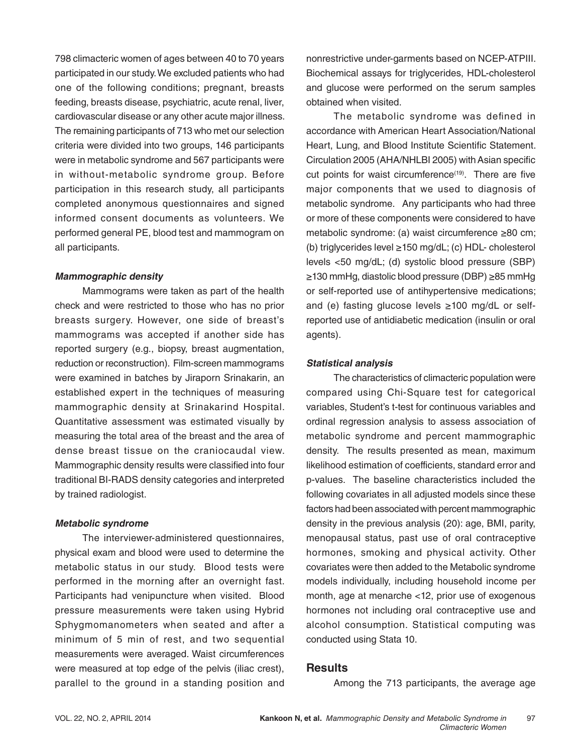798 climacteric women of ages between 40 to 70 years participated in our study. We excluded patients who had one of the following conditions; pregnant, breasts feeding, breasts disease, psychiatric, acute renal, liver, cardiovascular disease or any other acute major illness. The remaining participants of 713 who met our selection criteria were divided into two groups, 146 participants were in metabolic syndrome and 567 participants were in without-metabolic syndrome group. Before participation in this research study, all participants completed anonymous questionnaires and signed informed consent documents as volunteers. We performed general PE, blood test and mammogram on all participants.

### *Mammographic density*

Mammograms were taken as part of the health check and were restricted to those who has no prior breasts surgery. However, one side of breast's mammograms was accepted if another side has reported surgery (e.g., biopsy, breast augmentation, reduction or reconstruction). Film-screen mammograms were examined in batches by Jiraporn Srinakarin, an established expert in the techniques of measuring mammographic density at Srinakarind Hospital. Quantitative assessment was estimated visually by measuring the total area of the breast and the area of dense breast tissue on the craniocaudal view. Mammographic density results were classified into four traditional BI-RADS density categories and interpreted by trained radiologist.

### *Metabolic syndrome*

The interviewer-administered questionnaires, physical exam and blood were used to determine the metabolic status in our study. Blood tests were performed in the morning after an overnight fast. Participants had venipuncture when visited. Blood pressure measurements were taken using Hybrid Sphygmomanometers when seated and after a minimum of 5 min of rest, and two sequential measurements were averaged. Waist circumferences were measured at top edge of the pelvis (iliac crest), parallel to the ground in a standing position and nonrestrictive under-garments based on NCEP-ATPIII. Biochemical assays for triglycerides, HDL-cholesterol and glucose were performed on the serum samples obtained when visited.

The metabolic syndrome was defined in accordance with American Heart Association/National Heart, Lung, and Blood Institute Scientific Statement. Circulation 2005 (AHA/NHLBI 2005) with Asian specific cut points for waist circumference[19]. There are five major components that we used to diagnosis of metabolic syndrome. Any participants who had three or more of these components were considered to have metabolic syndrome: (a) waist circumference ≥80 cm; (b) triglycerides level ≥150 mg/dL; (c) HDL- cholesterol levels <50 mg/dL; (d) systolic blood pressure (SBP) ≥130 mmHg, diastolic blood pressure (DBP) ≥85 mmHg or self-reported use of antihypertensive medications; and (e) fasting glucose levels ≥100 mg/dL or self-reported use of antidiabetic medication (insulin or oral agents).

### *Statistical analysis*

The characteristics of climacteric population were compared using Chi-Square test for categorical variables, Student's t-test for continuous variables and ordinal regression analysis to assess association of metabolic syndrome and percent mammographic density. The results presented as mean, maximum likelihood estimation of coefficients, standard error and p-values. The baseline characteristics included the following covariates in all adjusted models since these factors had been associated with percent mammographic density in the previous analysis (20): age, BMI, parity, menopausal status, past use of oral contraceptive hormones, smoking and physical activity. Other covariates were then added to the Metabolic syndrome models individually, including household income per month, age at menarche <12, prior use of exogenous hormones not including oral contraceptive use and alcohol consumption. Statistical computing was conducted using Stata 10.

## Results

Among the 713 participants, the average age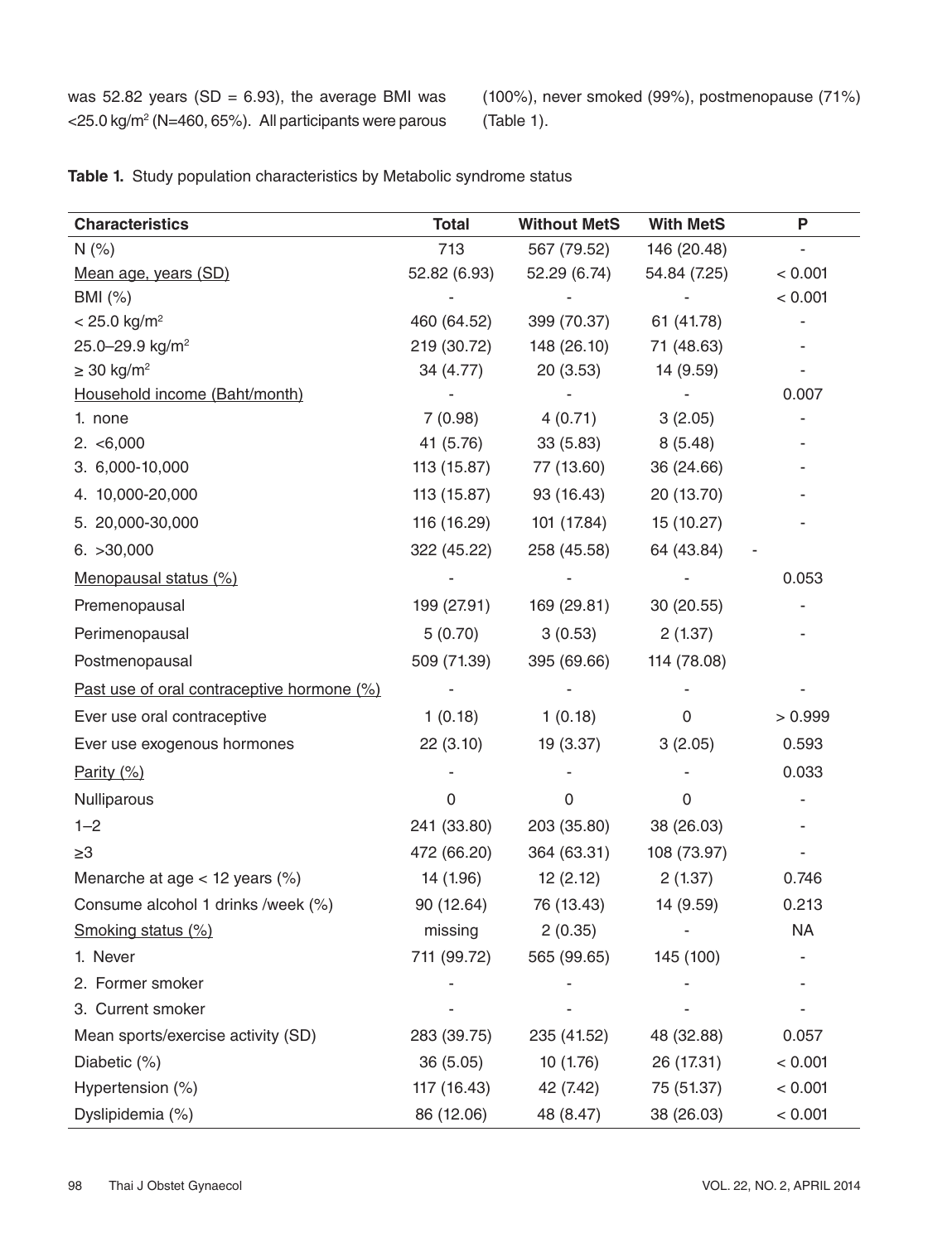was 52.82 years (SD = 6.93), the average BMI was <25.0 kg/m$^2$ (N=460, 65%). All participants were parous (100%), never smoked (99%), postmenopause (71%) (Table 1).

**Table 1.** Study population characteristics by Metabolic syndrome status

| Characteristics | Total | Without MetS | With MetS | P |
|---|---|---|---|---|
| N (%) | 713 | 567 (79.52) | 146 (20.48) | - |
| Mean age, years (SD) | 52.82 (6.93) | 52.29 (6.74) | 54.84 (7.25) | < 0.001 |
| BMI (%) | - | - | - | < 0.001 |
| < 25.0 kg/m$^2$ | 460 (64.52) | 399 (70.37) | 61 (41.78) | - |
| 25.0–29.9 kg/m$^2$ | 219 (30.72) | 148 (26.10) | 71 (48.63) | - |
| ≥ 30 kg/m$^2$ | 34 (4.77) | 20 (3.53) | 14 (9.59) | - |
| Household income (Baht/month) | - | - | - | 0.007 |
| 1. none | 7 (0.98) | 4 (0.71) | 3 (2.05) | - |
| 2. <6,000 | 41 (5.76) | 33 (5.83) | 8 (5.48) | - |
| 3. 6,000-10,000 | 113 (15.87) | 77 (13.60) | 36 (24.66) | - |
| 4. 10,000-20,000 | 113 (15.87) | 93 (16.43) | 20 (13.70) | - |
| 5. 20,000-30,000 | 116 (16.29) | 101 (17.84) | 15 (10.27) | - |
| 6. >30,000 | 322 (45.22) | 258 (45.58) | 64 (43.84) | - |
| Menopausal status (%) | - | - | - | 0.053 |
| Premenopausal | 199 (27.91) | 169 (29.81) | 30 (20.55) | - |
| Perimenopausal | 5 (0.70) | 3 (0.53) | 2 (1.37) | - |
| Postmenopausal | 509 (71.39) | 395 (69.66) | 114 (78.08) | |
| Past use of oral contraceptive hormone (%) | - | - | - | - |
| Ever use oral contraceptive | 1 (0.18) | 1 (0.18) | 0 | > 0.999 |
| Ever use exogenous hormones | 22 (3.10) | 19 (3.37) | 3 (2.05) | 0.593 |
| Parity (%) | - | - | - | 0.033 |
| Nulliparous | 0 | 0 | 0 | - |
| 1–2 | 241 (33.80) | 203 (35.80) | 38 (26.03) | - |
| ≥3 | 472 (66.20) | 364 (63.31) | 108 (73.97) | - |
| Menarche at age < 12 years (%) | 14 (1.96) | 12 (2.12) | 2 (1.37) | 0.746 |
| Consume alcohol 1 drinks /week (%) | 90 (12.64) | 76 (13.43) | 14 (9.59) | 0.213 |
| Smoking status (%) | missing | 2 (0.35) | - | NA |
| 1. Never | 711 (99.72) | 565 (99.65) | 145 (100) | - |
| 2. Former smoker | - | - | - | - |
| 3. Current smoker | - | - | - | - |
| Mean sports/exercise activity (SD) | 283 (39.75) | 235 (41.52) | 48 (32.88) | 0.057 |
| Diabetic (%) | 36 (5.05) | 10 (1.76) | 26 (17.31) | < 0.001 |
| Hypertension (%) | 117 (16.43) | 42 (7.42) | 75 (51.37) | < 0.001 |
| Dyslipidemia (%) | 86 (12.06) | 48 (8.47) | 38 (26.03) | < 0.001 |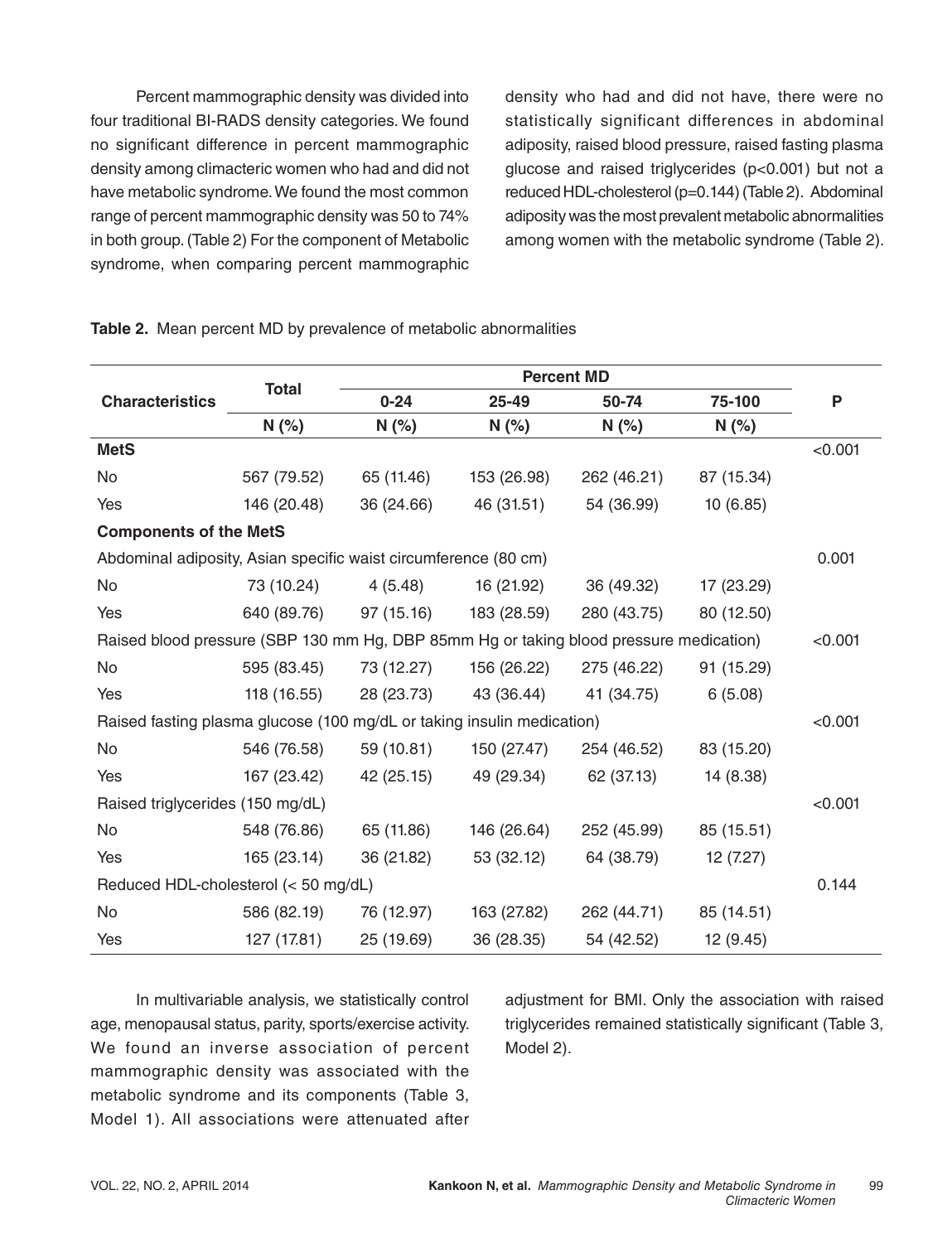Percent mammographic density was divided into four traditional BI-RADS density categories. We found no significant difference in percent mammographic density among climacteric women who had and did not have metabolic syndrome. We found the most common range of percent mammographic density was 50 to 74% in both group. (Table 2) For the component of Metabolic syndrome, when comparing percent mammographic density who had and did not have, there were no statistically significant differences in abdominal adiposity, raised blood pressure, raised fasting plasma glucose and raised triglycerides (p<0.001) but not a reduced HDL-cholesterol (p=0.144) (Table 2). Abdominal adiposity was the most prevalent metabolic abnormalities among women with the metabolic syndrome (Table 2).

**Table 2.** Mean percent MD by prevalence of metabolic abnormalities

| Characteristics | Total | Percent MD | | | | P |
|---|---|---|---|---|---|---|
| | | 0-24 | 25-49 | 50-74 | 75-100 | |
| | N (%) | N (%) | N (%) | N (%) | N (%) | |
| **MetS** | | | | | | <0.001 |
| No | 567 (79.52) | 65 (11.46) | 153 (26.98) | 262 (46.21) | 87 (15.34) | |
| Yes | 146 (20.48) | 36 (24.66) | 46 (31.51) | 54 (36.99) | 10 (6.85) | |
| **Components of the MetS** | | | | | | |
| Abdominal adiposity, Asian specific waist circumference (80 cm) | | | | | | 0.001 |
| No | 73 (10.24) | 4 (5.48) | 16 (21.92) | 36 (49.32) | 17 (23.29) | |
| Yes | 640 (89.76) | 97 (15.16) | 183 (28.59) | 280 (43.75) | 80 (12.50) | |
| Raised blood pressure (SBP 130 mm Hg, DBP 85mm Hg or taking blood pressure medication) | | | | | | <0.001 |
| No | 595 (83.45) | 73 (12.27) | 156 (26.22) | 275 (46.22) | 91 (15.29) | |
| Yes | 118 (16.55) | 28 (23.73) | 43 (36.44) | 41 (34.75) | 6 (5.08) | |
| Raised fasting plasma glucose (100 mg/dL or taking insulin medication) | | | | | | <0.001 |
| No | 546 (76.58) | 59 (10.81) | 150 (27.47) | 254 (46.52) | 83 (15.20) | |
| Yes | 167 (23.42) | 42 (25.15) | 49 (29.34) | 62 (37.13) | 14 (8.38) | |
| Raised triglycerides (150 mg/dL) | | | | | | <0.001 |
| No | 548 (76.86) | 65 (11.86) | 146 (26.64) | 252 (45.99) | 85 (15.51) | |
| Yes | 165 (23.14) | 36 (21.82) | 53 (32.12) | 64 (38.79) | 12 (7.27) | |
| Reduced HDL-cholesterol (< 50 mg/dL) | | | | | | 0.144 |
| No | 586 (82.19) | 76 (12.97) | 163 (27.82) | 262 (44.71) | 85 (14.51) | |
| Yes | 127 (17.81) | 25 (19.69) | 36 (28.35) | 54 (42.52) | 12 (9.45) | |

In multivariable analysis, we statistically control age, menopausal status, parity, sports/exercise activity. We found an inverse association of percent mammographic density was associated with the metabolic syndrome and its components (Table 3, Model 1). All associations were attenuated after adjustment for BMI. Only the association with raised triglycerides remained statistically significant (Table 3, Model 2).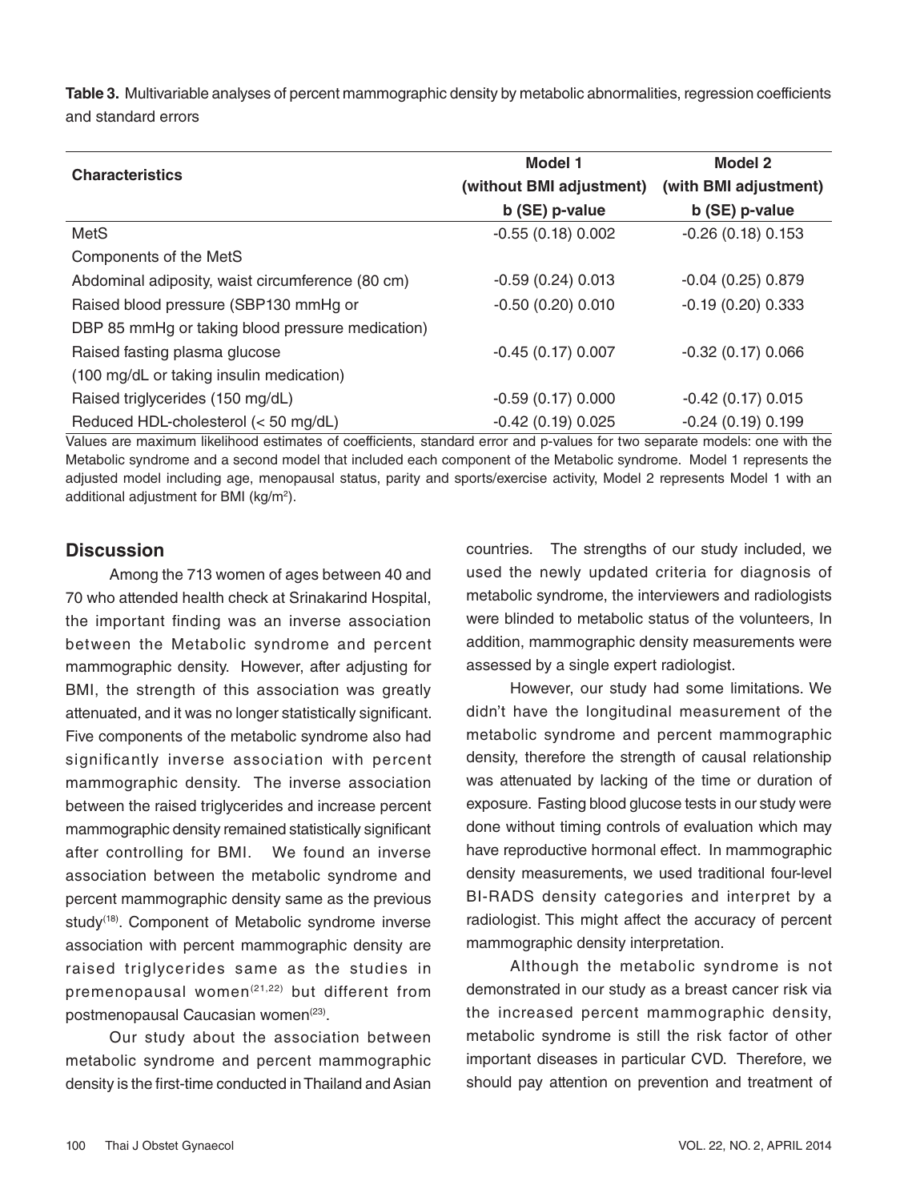**Table 3.** Multivariable analyses of percent mammographic density by metabolic abnormalities, regression coefficients and standard errors

| Characteristics | Model 1 (without BMI adjustment) b (SE) p-value | Model 2 (with BMI adjustment) b (SE) p-value |
|---|---|---|
| MetS | -0.55 (0.18) 0.002 | -0.26 (0.18) 0.153 |
| Components of the MetS | | |
| Abdominal adiposity, waist circumference (80 cm) | -0.59 (0.24) 0.013 | -0.04 (0.25) 0.879 |
| Raised blood pressure (SBP130 mmHg or DBP 85 mmHg or taking blood pressure medication) | -0.50 (0.20) 0.010 | -0.19 (0.20) 0.333 |
| Raised fasting plasma glucose (100 mg/dL or taking insulin medication) | -0.45 (0.17) 0.007 | -0.32 (0.17) 0.066 |
| Raised triglycerides (150 mg/dL) | -0.59 (0.17) 0.000 | -0.42 (0.17) 0.015 |
| Reduced HDL-cholesterol (< 50 mg/dL) | -0.42 (0.19) 0.025 | -0.24 (0.19) 0.199 |

Values are maximum likelihood estimates of coefficients, standard error and p-values for two separate models: one with the Metabolic syndrome and a second model that included each component of the Metabolic syndrome. Model 1 represents the adjusted model including age, menopausal status, parity and sports/exercise activity, Model 2 represents Model 1 with an additional adjustment for BMI ($kg/m^2$).

## Discussion

Among the 713 women of ages between 40 and 70 who attended health check at Srinakarind Hospital, the important finding was an inverse association between the Metabolic syndrome and percent mammographic density. However, after adjusting for BMI, the strength of this association was greatly attenuated, and it was no longer statistically significant. Five components of the metabolic syndrome also had significantly inverse association with percent mammographic density. The inverse association between the raised triglycerides and increase percent mammographic density remained statistically significant after controlling for BMI. We found an inverse association between the metabolic syndrome and percent mammographic density same as the previous study[18]. Component of Metabolic syndrome inverse association with percent mammographic density are raised triglycerides same as the studies in premenopausal women[21,22] but different from postmenopausal Caucasian women[23].

Our study about the association between metabolic syndrome and percent mammographic density is the first-time conducted in Thailand and Asian countries. The strengths of our study included, we used the newly updated criteria for diagnosis of metabolic syndrome, the interviewers and radiologists were blinded to metabolic status of the volunteers, In addition, mammographic density measurements were assessed by a single expert radiologist.

However, our study had some limitations. We didn't have the longitudinal measurement of the metabolic syndrome and percent mammographic density, therefore the strength of causal relationship was attenuated by lacking of the time or duration of exposure. Fasting blood glucose tests in our study were done without timing controls of evaluation which may have reproductive hormonal effect. In mammographic density measurements, we used traditional four-level BI-RADS density categories and interpret by a radiologist. This might affect the accuracy of percent mammographic density interpretation.

Although the metabolic syndrome is not demonstrated in our study as a breast cancer risk via the increased percent mammographic density, metabolic syndrome is still the risk factor of other important diseases in particular CVD. Therefore, we should pay attention on prevention and treatment of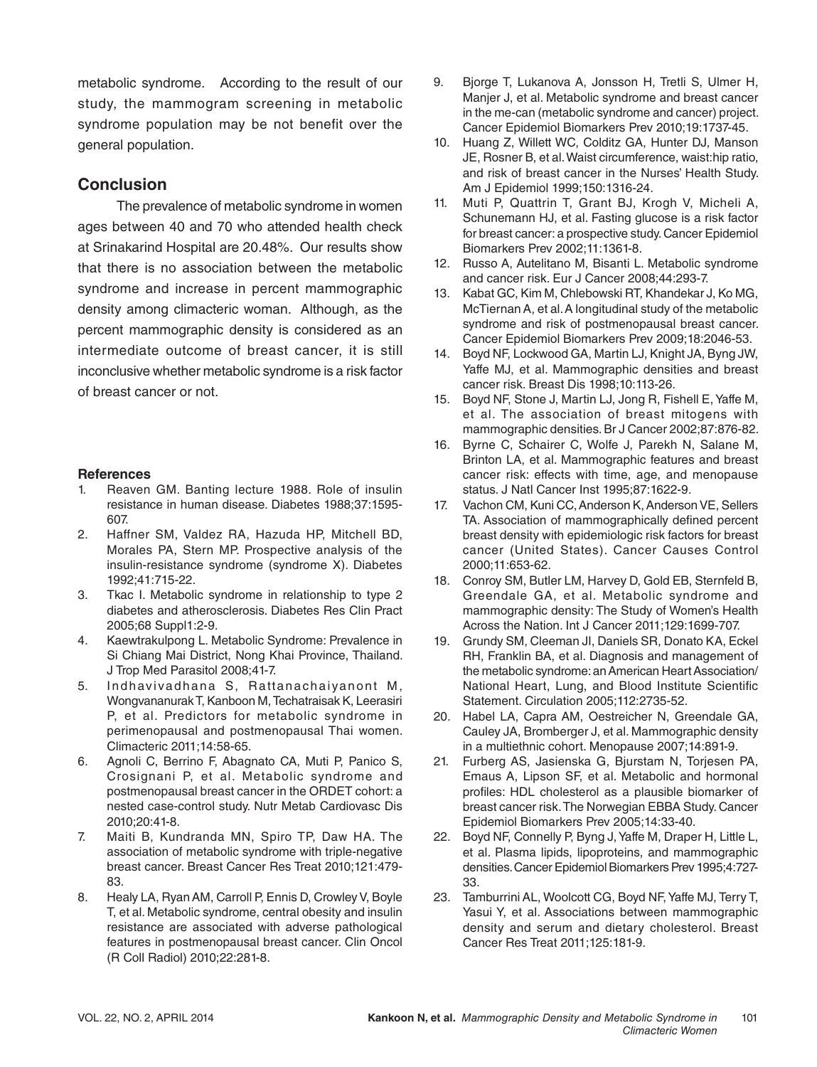metabolic syndrome. According to the result of our study, the mammogram screening in metabolic syndrome population may be not benefit over the general population.

## Conclusion

The prevalence of metabolic syndrome in women ages between 40 and 70 who attended health check at Srinakarind Hospital are 20.48%. Our results show that there is no association between the metabolic syndrome and increase in percent mammographic density among climacteric woman. Although, as the percent mammographic density is considered as an intermediate outcome of breast cancer, it is still inconclusive whether metabolic syndrome is a risk factor of breast cancer or not.

### References

1. Reaven GM. Banting lecture 1988. Role of insulin resistance in human disease. Diabetes 1988;37:1595-607.
2. Haffner SM, Valdez RA, Hazuda HP, Mitchell BD, Morales PA, Stern MP. Prospective analysis of the insulin-resistance syndrome (syndrome X). Diabetes 1992;41:715-22.
3. Tkac I. Metabolic syndrome in relationship to type 2 diabetes and atherosclerosis. Diabetes Res Clin Pract 2005;68 Suppl1:2-9.
4. Kaewtrakulpong L. Metabolic Syndrome: Prevalence in Si Chiang Mai District, Nong Khai Province, Thailand. J Trop Med Parasitol 2008;41-7.
5. Indhavivadhana S, Rattanachaiyanont M, Wongvananurak T, Kanboon M, Techatraisak K, Leerasiri P, et al. Predictors for metabolic syndrome in perimenopausal and postmenopausal Thai women. Climacteric 2011;14:58-65.
6. Agnoli C, Berrino F, Abagnato CA, Muti P, Panico S, Crosignani P, et al. Metabolic syndrome and postmenopausal breast cancer in the ORDET cohort: a nested case-control study. Nutr Metab Cardiovasc Dis 2010;20:41-8.
7. Maiti B, Kundranda MN, Spiro TP, Daw HA. The association of metabolic syndrome with triple-negative breast cancer. Breast Cancer Res Treat 2010;121:479-83.
8. Healy LA, Ryan AM, Carroll P, Ennis D, Crowley V, Boyle T, et al. Metabolic syndrome, central obesity and insulin resistance are associated with adverse pathological features in postmenopausal breast cancer. Clin Oncol (R Coll Radiol) 2010;22:281-8.
9. Bjorge T, Lukanova A, Jonsson H, Tretli S, Ulmer H, Manjer J, et al. Metabolic syndrome and breast cancer in the me-can (metabolic syndrome and cancer) project. Cancer Epidemiol Biomarkers Prev 2010;19:1737-45.
10. Huang Z, Willett WC, Colditz GA, Hunter DJ, Manson JE, Rosner B, et al. Waist circumference, waist:hip ratio, and risk of breast cancer in the Nurses' Health Study. Am J Epidemiol 1999;150:1316-24.
11. Muti P, Quattrin T, Grant BJ, Krogh V, Micheli A, Schunemann HJ, et al. Fasting glucose is a risk factor for breast cancer: a prospective study. Cancer Epidemiol Biomarkers Prev 2002;11:1361-8.
12. Russo A, Autelitano M, Bisanti L. Metabolic syndrome and cancer risk. Eur J Cancer 2008;44:293-7.
13. Kabat GC, Kim M, Chlebowski RT, Khandekar J, Ko MG, McTiernan A, et al. A longitudinal study of the metabolic syndrome and risk of postmenopausal breast cancer. Cancer Epidemiol Biomarkers Prev 2009;18:2046-53.
14. Boyd NF, Lockwood GA, Martin LJ, Knight JA, Byng JW, Yaffe MJ, et al. Mammographic densities and breast cancer risk. Breast Dis 1998;10:113-26.
15. Boyd NF, Stone J, Martin LJ, Jong R, Fishell E, Yaffe M, et al. The association of breast mitogens with mammographic densities. Br J Cancer 2002;87:876-82.
16. Byrne C, Schairer C, Wolfe J, Parekh N, Salane M, Brinton LA, et al. Mammographic features and breast cancer risk: effects with time, age, and menopause status. J Natl Cancer Inst 1995;87:1622-9.
17. Vachon CM, Kuni CC, Anderson K, Anderson VE, Sellers TA. Association of mammographically defined percent breast density with epidemiologic risk factors for breast cancer (United States). Cancer Causes Control 2000;11:653-62.
18. Conroy SM, Butler LM, Harvey D, Gold EB, Sternfeld B, Greendale GA, et al. Metabolic syndrome and mammographic density: The Study of Women's Health Across the Nation. Int J Cancer 2011;129:1699-707.
19. Grundy SM, Cleeman JI, Daniels SR, Donato KA, Eckel RH, Franklin BA, et al. Diagnosis and management of the metabolic syndrome: an American Heart Association/ National Heart, Lung, and Blood Institute Scientific Statement. Circulation 2005;112:2735-52.
20. Habel LA, Capra AM, Oestreicher N, Greendale GA, Cauley JA, Bromberger J, et al. Mammographic density in a multiethnic cohort. Menopause 2007;14:891-9.
21. Furberg AS, Jasienska G, Bjurstam N, Torjesen PA, Emaus A, Lipson SF, et al. Metabolic and hormonal profiles: HDL cholesterol as a plausible biomarker of breast cancer risk. The Norwegian EBBA Study. Cancer Epidemiol Biomarkers Prev 2005;14:33-40.
22. Boyd NF, Connelly P, Byng J, Yaffe M, Draper H, Little L, et al. Plasma lipids, lipoproteins, and mammographic densities. Cancer Epidemiol Biomarkers Prev 1995;4:727-33.
23. Tamburrini AL, Woolcott CG, Boyd NF, Yaffe MJ, Terry T, Yasui Y, et al. Associations between mammographic density and serum and dietary cholesterol. Breast Cancer Res Treat 2011;125:181-9.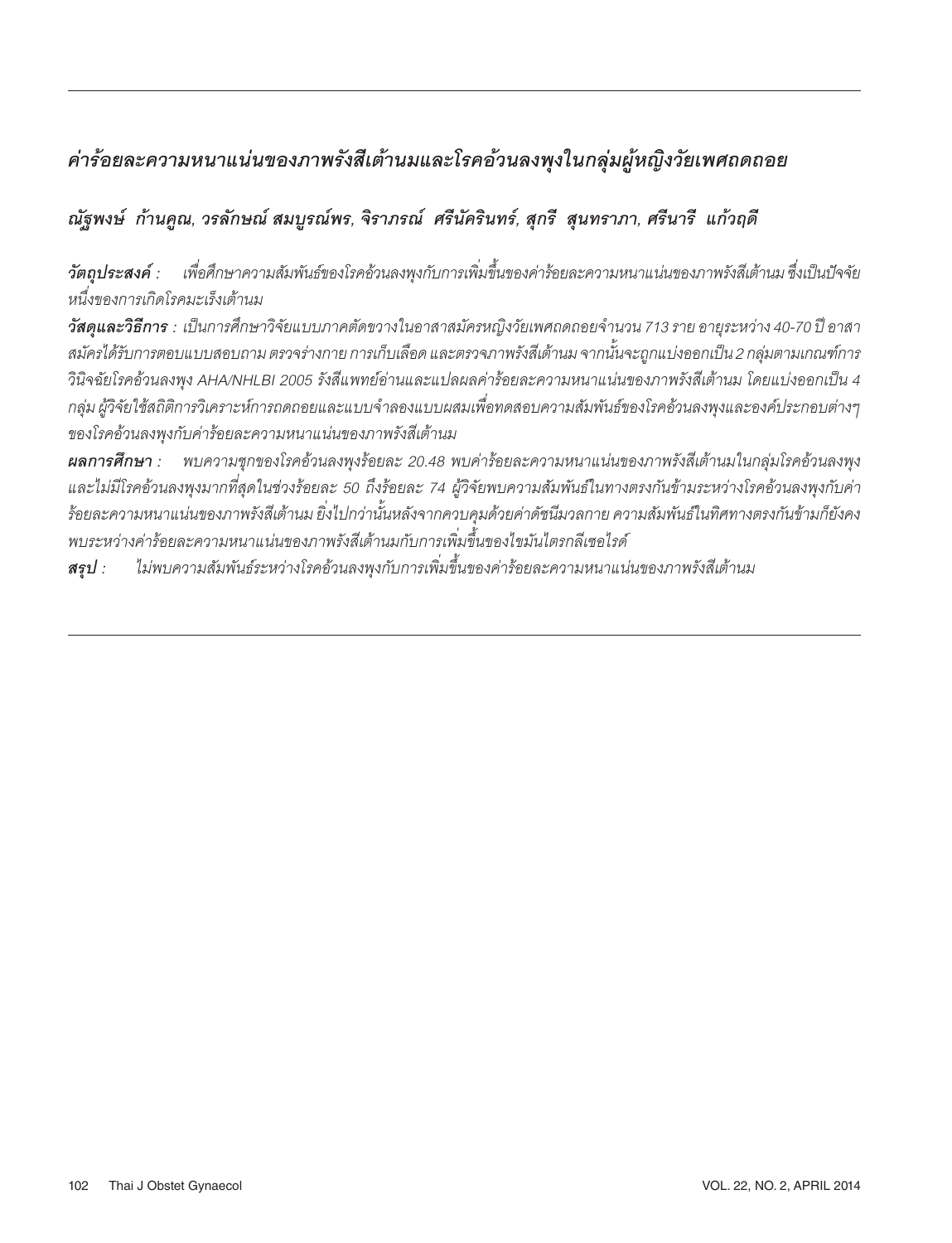## *ค่าร้อยละความหนาแน่นของภาพรังสีเต้านมและโรคอ้วนลงพุงในกลุ่มผู้หญิงวัยเพศถดถอย*

***ณัฐพงษ์ ก้านคูณ, วรลักษณ์ สมบูรณ์พร, จิราภรณ์ ศรีนัครินทร์, สุกรี สุนทราภา, ศรีนารี แก้วฤดี***

***วัตถุประสงค์*** : *เพื่อศึกษาความสัมพันธ์ของโรคอ้วนลงพุงกับการเพิ่มขึ้นของค่าร้อยละความหนาแน่นของภาพรังสีเต้านม ซึ่งเป็นปัจจัยหนึ่งของการเกิดโรคมะเร็งเต้านม*

***วัสดุและวิธีการ*** : *เป็นการศึกษาวิจัยแบบภาคตัดขวางในอาสาสมัครหญิงวัยเพศถดถอยจำนวน 713 ราย อายุระหว่าง 40-70 ปี อาสาสมัครได้รับการตอบแบบสอบถาม ตรวจร่างกาย การเก็บเลือด และตรวจภาพรังสีเต้านม จากนั้นจะถูกแบ่งออกเป็น 2 กลุ่มตามเกณฑ์การวินิจฉัยโรคอ้วนลงพุง AHA/NHLBI 2005 รังสีแพทย์อ่านและแปลผลค่าร้อยละความหนาแน่นของภาพรังสีเต้านม โดยแบ่งออกเป็น 4 กลุ่ม ผู้วิจัยใช้สถิติการวิเคราะห์การถดถอยและแบบจำลองแบบผสมเพื่อทดสอบความสัมพันธ์ของโรคอ้วนลงพุงและองค์ประกอบต่างๆ ของโรคอ้วนลงพุงกับค่าร้อยละความหนาแน่นของภาพรังสีเต้านม*

***ผลการศึกษา*** : *พบความชุกของโรคอ้วนลงพุงร้อยละ 20.48 พบค่าร้อยละความหนาแน่นของภาพรังสีเต้านมในกลุ่มโรคอ้วนลงพุงและไม่มีโรคอ้วนลงพุงมากที่สุดในช่วงร้อยละ 50 ถึงร้อยละ 74 ผู้วิจัยพบความสัมพันธ์ในทางตรงกันข้ามระหว่างโรคอ้วนลงพุงกับค่าร้อยละความหนาแน่นของภาพรังสีเต้านม ยิ่งไปกว่านั้นหลังจากควบคุมด้วยค่าดัชนีมวลกาย ความสัมพันธ์ในทิศทางตรงกันข้ามก็ยังคงพบระหว่างค่าร้อยละความหนาแน่นของภาพรังสีเต้านมกับการเพิ่มขึ้นของไขมันไตรกลีเซอไรด์*

***สรุป*** : *ไม่พบความสัมพันธ์ระหว่างโรคอ้วนลงพุงกับการเพิ่มขึ้นของค่าร้อยละความหนาแน่นของภาพรังสีเต้านม*